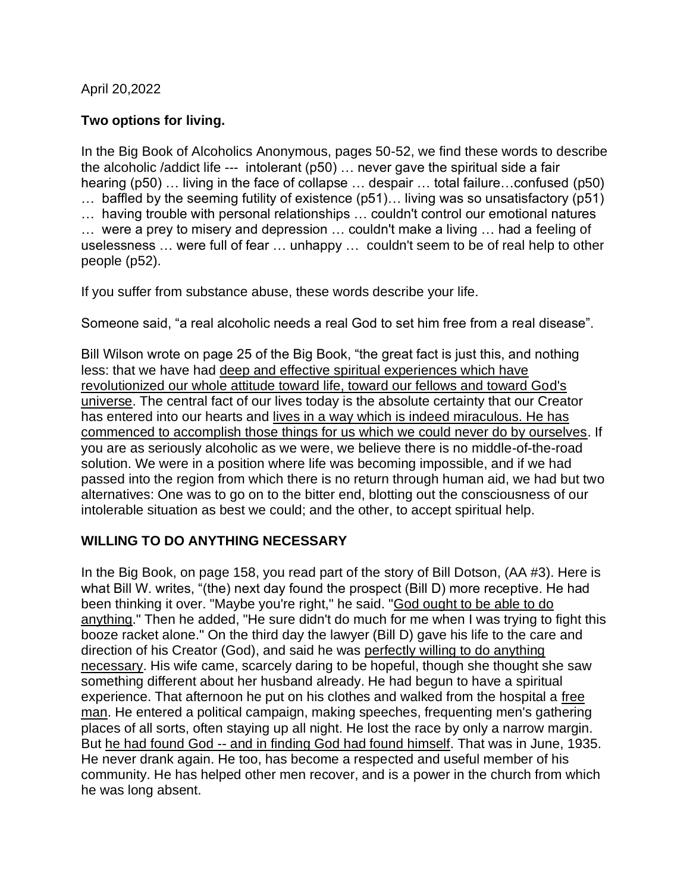April 20,2022

**Two options for living.**

In the Big Book of Alcoholics Anonymous, pages 50-52, we find these words to describe the alcoholic /addict life --- intolerant (p50) … never gave the spiritual side a fair hearing (p50) … living in the face of collapse … despair … total failure…confused (p50) … baffled by the seeming futility of existence (p51)… living was so unsatisfactory (p51) … having trouble with personal relationships … couldn't control our emotional natures … were a prey to misery and depression … couldn't make a living … had a feeling of uselessness … were full of fear … unhappy … couldn't seem to be of real help to other people (p52).

If you suffer from substance abuse, these words describe your life.

Someone said, "a real alcoholic needs a real God to set him free from a real disease".

Bill Wilson wrote on page 25 of the Big Book, "the great fact is just this, and nothing less: that we have had <u>deep and effective spiritual experiences which have revolutionized our whole attitude toward life, toward our fellows and toward God's universe</u>. The central fact of our lives today is the absolute certainty that our Creator has entered into our hearts and <u>lives in a way which is indeed miraculous. He has commenced to accomplish those things for us which we could never do by ourselves</u>. If you are as seriously alcoholic as we were, we believe there is no middle-of-the-road solution. We were in a position where life was becoming impossible, and if we had passed into the region from which there is no return through human aid, we had but two alternatives: One was to go on to the bitter end, blotting out the consciousness of our intolerable situation as best we could; and the other, to accept spiritual help.

**WILLING TO DO ANYTHING NECESSARY**

In the Big Book, on page 158, you read part of the story of Bill Dotson, (AA #3). Here is what Bill W. writes, "(the) next day found the prospect (Bill D) more receptive. He had been thinking it over. "Maybe you're right," he said. "<u>God ought to be able to do anything</u>." Then he added, "He sure didn't do much for me when I was trying to fight this booze racket alone." On the third day the lawyer (Bill D) gave his life to the care and direction of his Creator (God), and said he was <u>perfectly willing to do anything necessary</u>. His wife came, scarcely daring to be hopeful, though she thought she saw something different about her husband already. He had begun to have a spiritual experience. That afternoon he put on his clothes and walked from the hospital a <u>free man</u>. He entered a political campaign, making speeches, frequenting men's gathering places of all sorts, often staying up all night. He lost the race by only a narrow margin. But <u>he had found God -- and in finding God had found himself</u>. That was in June, 1935. He never drank again. He too, has become a respected and useful member of his community. He has helped other men recover, and is a power in the church from which he was long absent.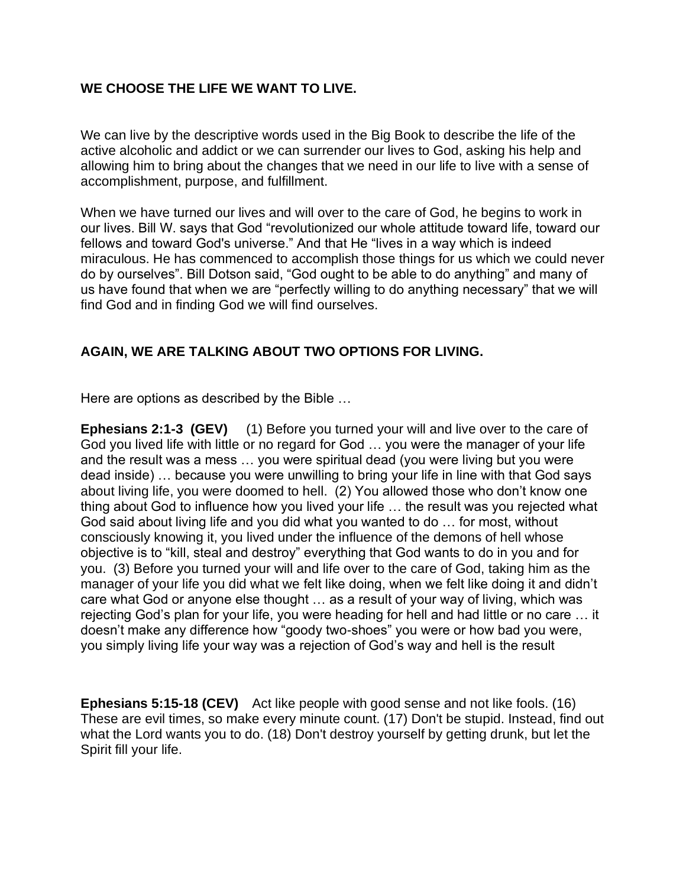**WE CHOOSE THE LIFE WE WANT TO LIVE.**

We can live by the descriptive words used in the Big Book to describe the life of the active alcoholic and addict or we can surrender our lives to God, asking his help and allowing him to bring about the changes that we need in our life to live with a sense of accomplishment, purpose, and fulfillment.

When we have turned our lives and will over to the care of God, he begins to work in our lives. Bill W. says that God "revolutionized our whole attitude toward life, toward our fellows and toward God's universe." And that He "lives in a way which is indeed miraculous. He has commenced to accomplish those things for us which we could never do by ourselves". Bill Dotson said, "God ought to be able to do anything" and many of us have found that when we are "perfectly willing to do anything necessary" that we will find God and in finding God we will find ourselves.

**AGAIN, WE ARE TALKING ABOUT TWO OPTIONS FOR LIVING.**

Here are options as described by the Bible …

**Ephesians 2:1-3 (GEV)** (1) Before you turned your will and live over to the care of God you lived life with little or no regard for God … you were the manager of your life and the result was a mess … you were spiritual dead (you were living but you were dead inside) … because you were unwilling to bring your life in line with that God says about living life, you were doomed to hell. (2) You allowed those who don't know one thing about God to influence how you lived your life … the result was you rejected what God said about living life and you did what you wanted to do … for most, without consciously knowing it, you lived under the influence of the demons of hell whose objective is to "kill, steal and destroy" everything that God wants to do in you and for you. (3) Before you turned your will and life over to the care of God, taking him as the manager of your life you did what we felt like doing, when we felt like doing it and didn't care what God or anyone else thought … as a result of your way of living, which was rejecting God's plan for your life, you were heading for hell and had little or no care … it doesn't make any difference how "goody two-shoes" you were or how bad you were, you simply living life your way was a rejection of God's way and hell is the result

**Ephesians 5:15-18 (CEV)** Act like people with good sense and not like fools. (16) These are evil times, so make every minute count. (17) Don't be stupid. Instead, find out what the Lord wants you to do. (18) Don't destroy yourself by getting drunk, but let the Spirit fill your life.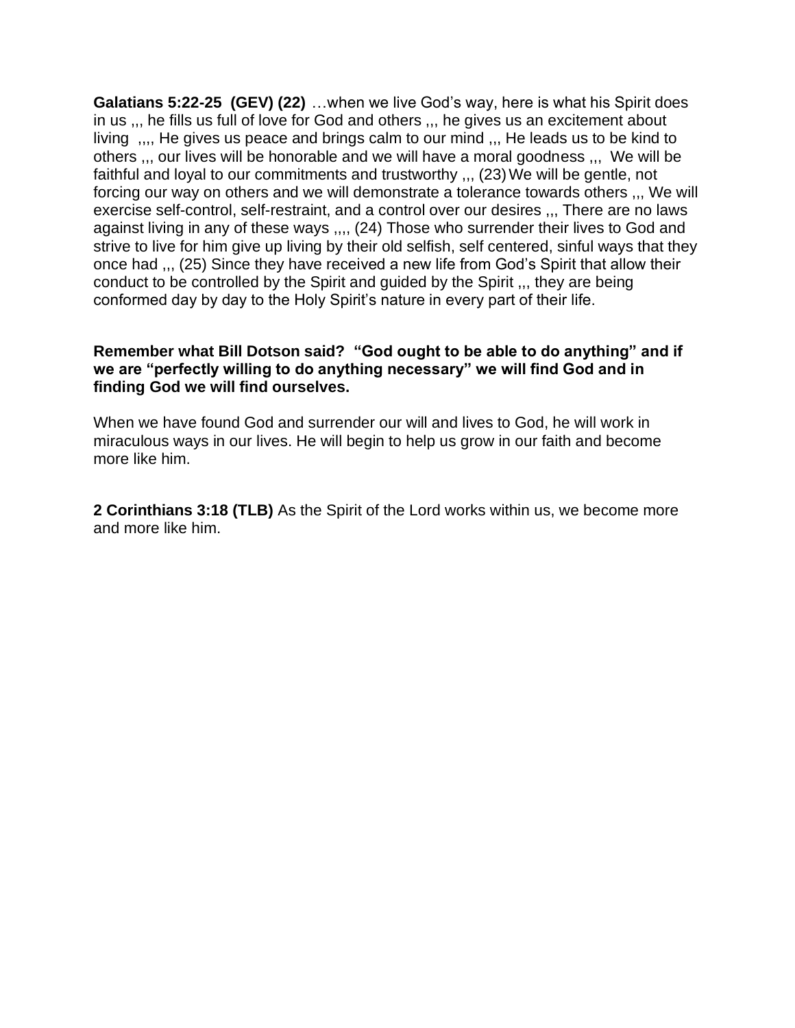**Galatians 5:22-25 (GEV) (22)** …when we live God's way, here is what his Spirit does in us ,,, he fills us full of love for God and others ,,, he gives us an excitement about living ,,,, He gives us peace and brings calm to our mind ,,, He leads us to be kind to others ,,, our lives will be honorable and we will have a moral goodness ,,, We will be faithful and loyal to our commitments and trustworthy ,,, (23) We will be gentle, not forcing our way on others and we will demonstrate a tolerance towards others ,,, We will exercise self-control, self-restraint, and a control over our desires ,,, There are no laws against living in any of these ways ,,,, (24) Those who surrender their lives to God and strive to live for him give up living by their old selfish, self centered, sinful ways that they once had ,,, (25) Since they have received a new life from God's Spirit that allow their conduct to be controlled by the Spirit and guided by the Spirit ,,, they are being conformed day by day to the Holy Spirit's nature in every part of their life.

**Remember what Bill Dotson said? "God ought to be able to do anything" and if we are "perfectly willing to do anything necessary" we will find God and in finding God we will find ourselves.**

When we have found God and surrender our will and lives to God, he will work in miraculous ways in our lives. He will begin to help us grow in our faith and become more like him.

**2 Corinthians 3:18 (TLB)** As the Spirit of the Lord works within us, we become more and more like him.